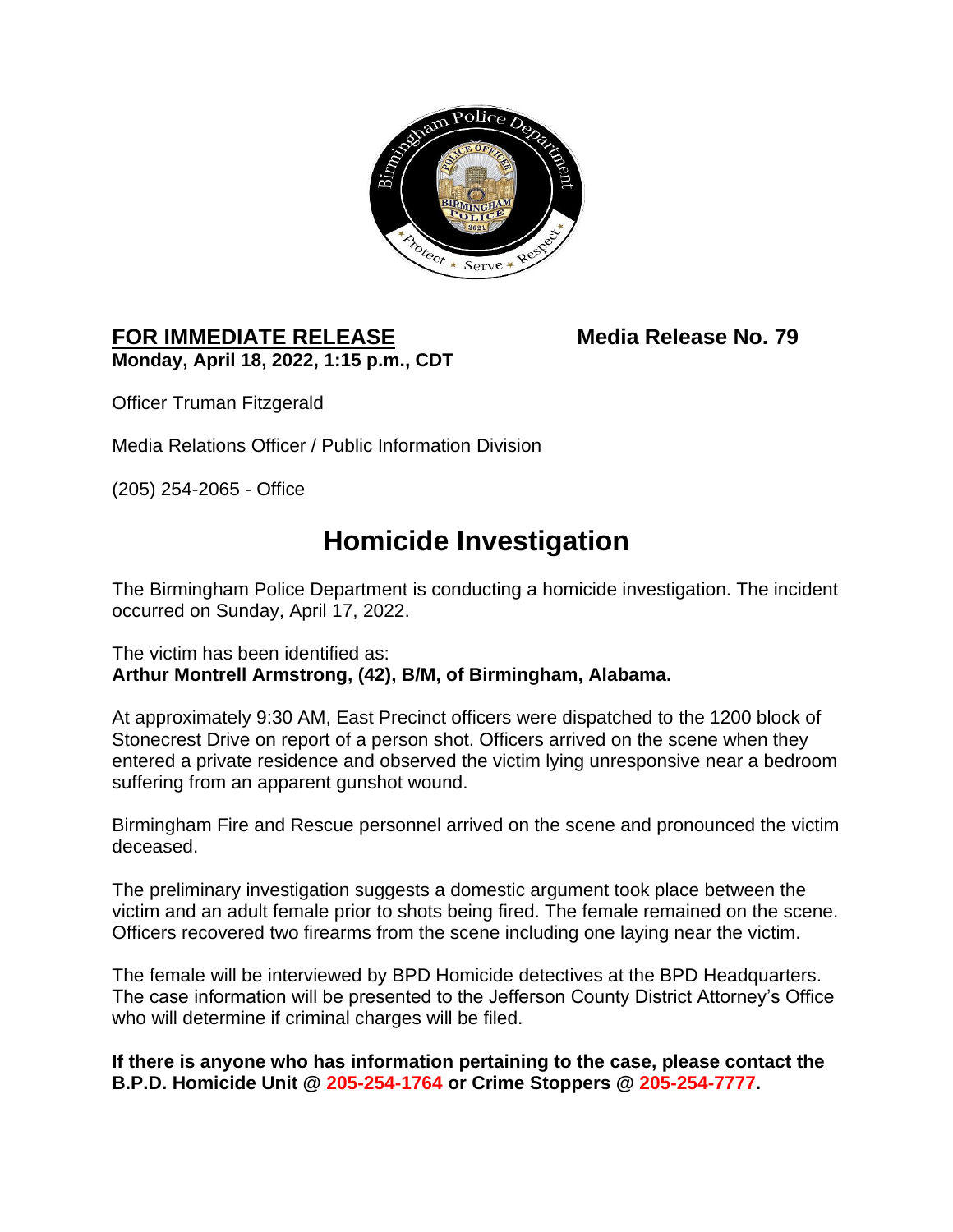**FOR IMMEDIATE RELEASE** **Media Release No. 79**

**Monday, April 18, 2022, 1:15 p.m., CDT**

Officer Truman Fitzgerald

Media Relations Officer / Public Information Division

(205) 254-2065 - Office

# Homicide Investigation

The Birmingham Police Department is conducting a homicide investigation. The incident occurred on Sunday, April 17, 2022.

The victim has been identified as:
**Arthur Montrell Armstrong, (42), B/M, of Birmingham, Alabama.**

At approximately 9:30 AM, East Precinct officers were dispatched to the 1200 block of Stonecrest Drive on report of a person shot. Officers arrived on the scene when they entered a private residence and observed the victim lying unresponsive near a bedroom suffering from an apparent gunshot wound.

Birmingham Fire and Rescue personnel arrived on the scene and pronounced the victim deceased.

The preliminary investigation suggests a domestic argument took place between the victim and an adult female prior to shots being fired. The female remained on the scene. Officers recovered two firearms from the scene including one laying near the victim.

The female will be interviewed by BPD Homicide detectives at the BPD Headquarters. The case information will be presented to the Jefferson County District Attorney's Office who will determine if criminal charges will be filed.

**If there is anyone who has information pertaining to the case, please contact the B.P.D. Homicide Unit @ 205-254-1764 or Crime Stoppers @ 205-254-7777.**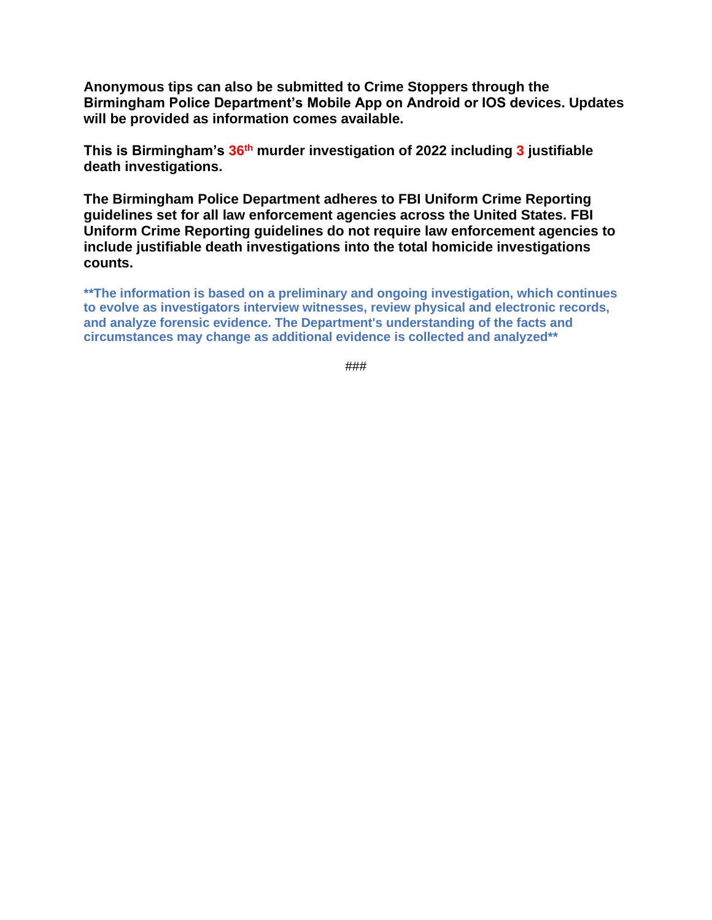**Anonymous tips can also be submitted to Crime Stoppers through the Birmingham Police Department's Mobile App on Android or IOS devices. Updates will be provided as information comes available.**

**This is Birmingham's 36th murder investigation of 2022 including 3 justifiable death investigations.**

**The Birmingham Police Department adheres to FBI Uniform Crime Reporting guidelines set for all law enforcement agencies across the United States. FBI Uniform Crime Reporting guidelines do not require law enforcement agencies to include justifiable death investigations into the total homicide investigations counts.**

****The information is based on a preliminary and ongoing investigation, which continues to evolve as investigators interview witnesses, review physical and electronic records, and analyze forensic evidence. The Department's understanding of the facts and circumstances may change as additional evidence is collected and analyzed****

###